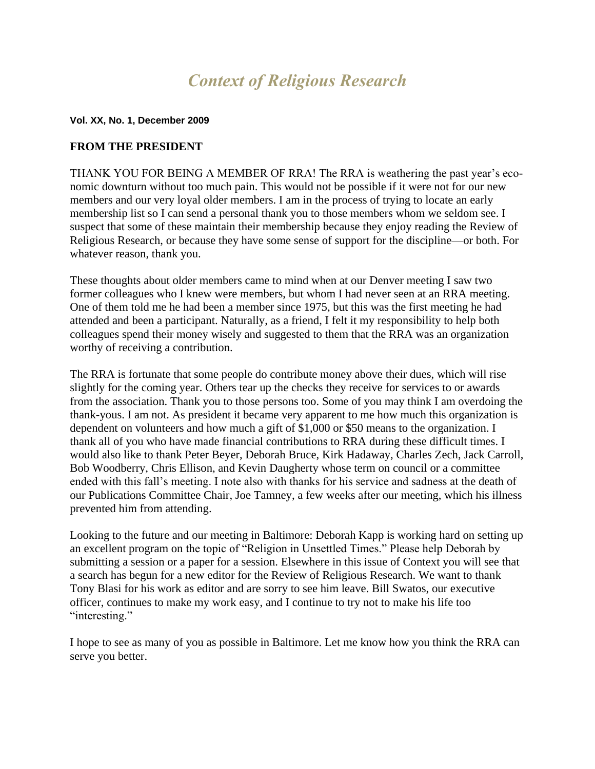# *Context of Religious Research*

**Vol. XX, No. 1, December 2009**

## FROM THE PRESIDENT

THANK YOU FOR BEING A MEMBER OF RRA! The RRA is weathering the past year's economic downturn without too much pain. This would not be possible if it were not for our new members and our very loyal older members. I am in the process of trying to locate an early membership list so I can send a personal thank you to those members whom we seldom see. I suspect that some of these maintain their membership because they enjoy reading the Review of Religious Research, or because they have some sense of support for the discipline—or both. For whatever reason, thank you.

These thoughts about older members came to mind when at our Denver meeting I saw two former colleagues who I knew were members, but whom I had never seen at an RRA meeting. One of them told me he had been a member since 1975, but this was the first meeting he had attended and been a participant. Naturally, as a friend, I felt it my responsibility to help both colleagues spend their money wisely and suggested to them that the RRA was an organization worthy of receiving a contribution.

The RRA is fortunate that some people do contribute money above their dues, which will rise slightly for the coming year. Others tear up the checks they receive for services to or awards from the association. Thank you to those persons too. Some of you may think I am overdoing the thank-yous. I am not. As president it became very apparent to me how much this organization is dependent on volunteers and how much a gift of $1,000 or $50 means to the organization. I thank all of you who have made financial contributions to RRA during these difficult times. I would also like to thank Peter Beyer, Deborah Bruce, Kirk Hadaway, Charles Zech, Jack Carroll, Bob Woodberry, Chris Ellison, and Kevin Daugherty whose term on council or a committee ended with this fall's meeting. I note also with thanks for his service and sadness at the death of our Publications Committee Chair, Joe Tamney, a few weeks after our meeting, which his illness prevented him from attending.

Looking to the future and our meeting in Baltimore: Deborah Kapp is working hard on setting up an excellent program on the topic of "Religion in Unsettled Times." Please help Deborah by submitting a session or a paper for a session. Elsewhere in this issue of Context you will see that a search has begun for a new editor for the Review of Religious Research. We want to thank Tony Blasi for his work as editor and are sorry to see him leave. Bill Swatos, our executive officer, continues to make my work easy, and I continue to try not to make his life too "interesting."

I hope to see as many of you as possible in Baltimore. Let me know how you think the RRA can serve you better.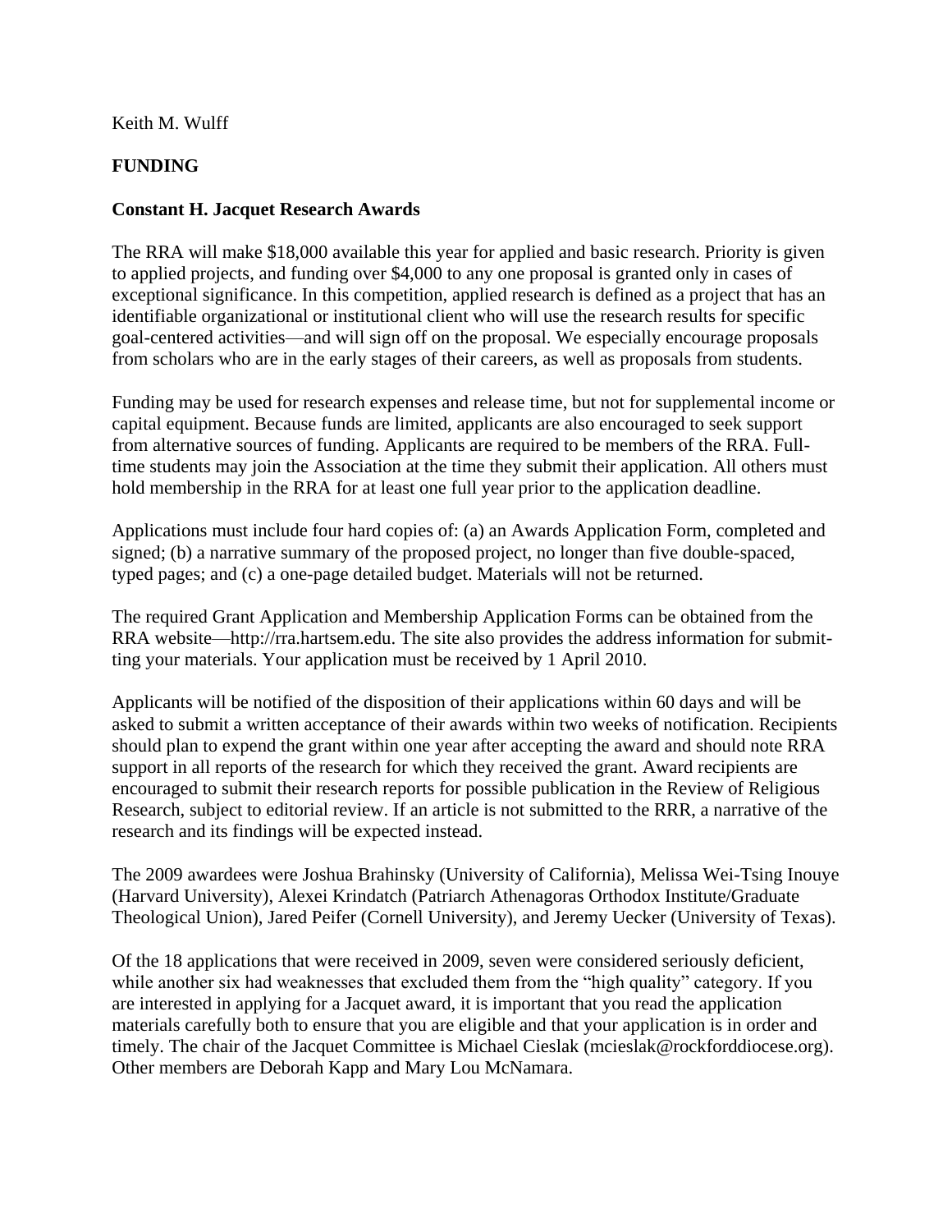Keith M. Wulff

**FUNDING**

**Constant H. Jacquet Research Awards**

The RRA will make $18,000 available this year for applied and basic research. Priority is given to applied projects, and funding over $4,000 to any one proposal is granted only in cases of exceptional significance. In this competition, applied research is defined as a project that has an identifiable organizational or institutional client who will use the research results for specific goal-centered activities—and will sign off on the proposal. We especially encourage proposals from scholars who are in the early stages of their careers, as well as proposals from students.

Funding may be used for research expenses and release time, but not for supplemental income or capital equipment. Because funds are limited, applicants are also encouraged to seek support from alternative sources of funding. Applicants are required to be members of the RRA. Full-time students may join the Association at the time they submit their application. All others must hold membership in the RRA for at least one full year prior to the application deadline.

Applications must include four hard copies of: (a) an Awards Application Form, completed and signed; (b) a narrative summary of the proposed project, no longer than five double-spaced, typed pages; and (c) a one-page detailed budget. Materials will not be returned.

The required Grant Application and Membership Application Forms can be obtained from the RRA website—http://rra.hartsem.edu. The site also provides the address information for submitting your materials. Your application must be received by 1 April 2010.

Applicants will be notified of the disposition of their applications within 60 days and will be asked to submit a written acceptance of their awards within two weeks of notification. Recipients should plan to expend the grant within one year after accepting the award and should note RRA support in all reports of the research for which they received the grant. Award recipients are encouraged to submit their research reports for possible publication in the Review of Religious Research, subject to editorial review. If an article is not submitted to the RRR, a narrative of the research and its findings will be expected instead.

The 2009 awardees were Joshua Brahinsky (University of California), Melissa Wei-Tsing Inouye (Harvard University), Alexei Krindatch (Patriarch Athenagoras Orthodox Institute/Graduate Theological Union), Jared Peifer (Cornell University), and Jeremy Uecker (University of Texas).

Of the 18 applications that were received in 2009, seven were considered seriously deficient, while another six had weaknesses that excluded them from the "high quality" category. If you are interested in applying for a Jacquet award, it is important that you read the application materials carefully both to ensure that you are eligible and that your application is in order and timely. The chair of the Jacquet Committee is Michael Cieslak (mcieslak@rockforddiocese.org). Other members are Deborah Kapp and Mary Lou McNamara.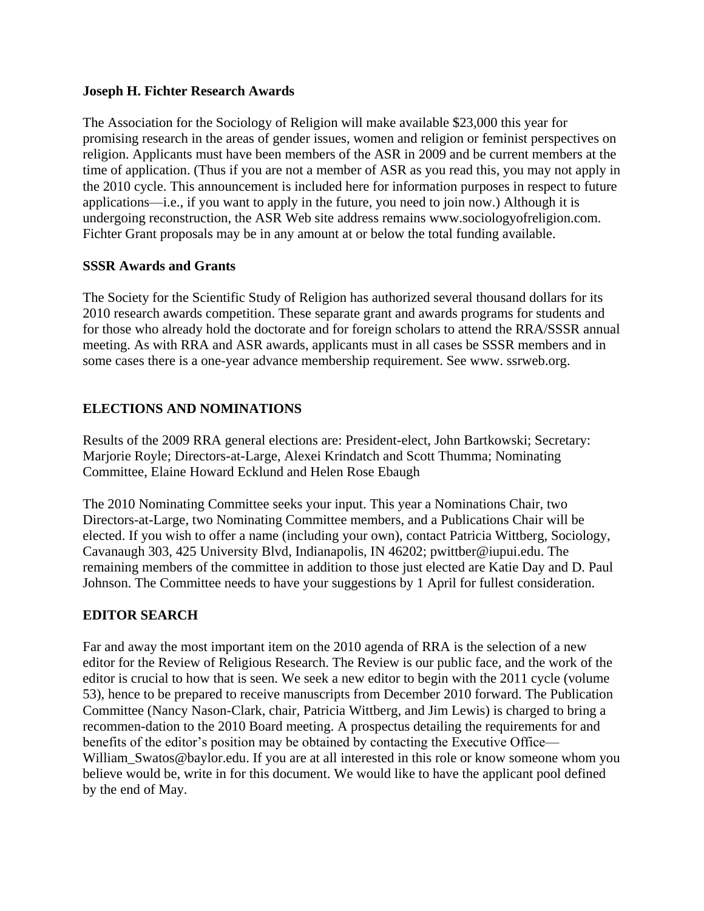**Joseph H. Fichter Research Awards**

The Association for the Sociology of Religion will make available $23,000 this year for promising research in the areas of gender issues, women and religion or feminist perspectives on religion. Applicants must have been members of the ASR in 2009 and be current members at the time of application. (Thus if you are not a member of ASR as you read this, you may not apply in the 2010 cycle. This announcement is included here for information purposes in respect to future applications—i.e., if you want to apply in the future, you need to join now.) Although it is undergoing reconstruction, the ASR Web site address remains www.sociologyofreligion.com. Fichter Grant proposals may be in any amount at or below the total funding available.

**SSSR Awards and Grants**

The Society for the Scientific Study of Religion has authorized several thousand dollars for its 2010 research awards competition. These separate grant and awards programs for students and for those who already hold the doctorate and for foreign scholars to attend the RRA/SSSR annual meeting. As with RRA and ASR awards, applicants must in all cases be SSSR members and in some cases there is a one-year advance membership requirement. See www. ssrweb.org.

## ELECTIONS AND NOMINATIONS

Results of the 2009 RRA general elections are: President-elect, John Bartkowski; Secretary: Marjorie Royle; Directors-at-Large, Alexei Krindatch and Scott Thumma; Nominating Committee, Elaine Howard Ecklund and Helen Rose Ebaugh

The 2010 Nominating Committee seeks your input. This year a Nominations Chair, two Directors-at-Large, two Nominating Committee members, and a Publications Chair will be elected. If you wish to offer a name (including your own), contact Patricia Wittberg, Sociology, Cavanaugh 303, 425 University Blvd, Indianapolis, IN 46202; pwittber@iupui.edu. The remaining members of the committee in addition to those just elected are Katie Day and D. Paul Johnson. The Committee needs to have your suggestions by 1 April for fullest consideration.

## EDITOR SEARCH

Far and away the most important item on the 2010 agenda of RRA is the selection of a new editor for the Review of Religious Research. The Review is our public face, and the work of the editor is crucial to how that is seen. We seek a new editor to begin with the 2011 cycle (volume 53), hence to be prepared to receive manuscripts from December 2010 forward. The Publication Committee (Nancy Nason-Clark, chair, Patricia Wittberg, and Jim Lewis) is charged to bring a recommen-dation to the 2010 Board meeting. A prospectus detailing the requirements for and benefits of the editor's position may be obtained by contacting the Executive Office—William_Swatos@baylor.edu. If you are at all interested in this role or know someone whom you believe would be, write in for this document. We would like to have the applicant pool defined by the end of May.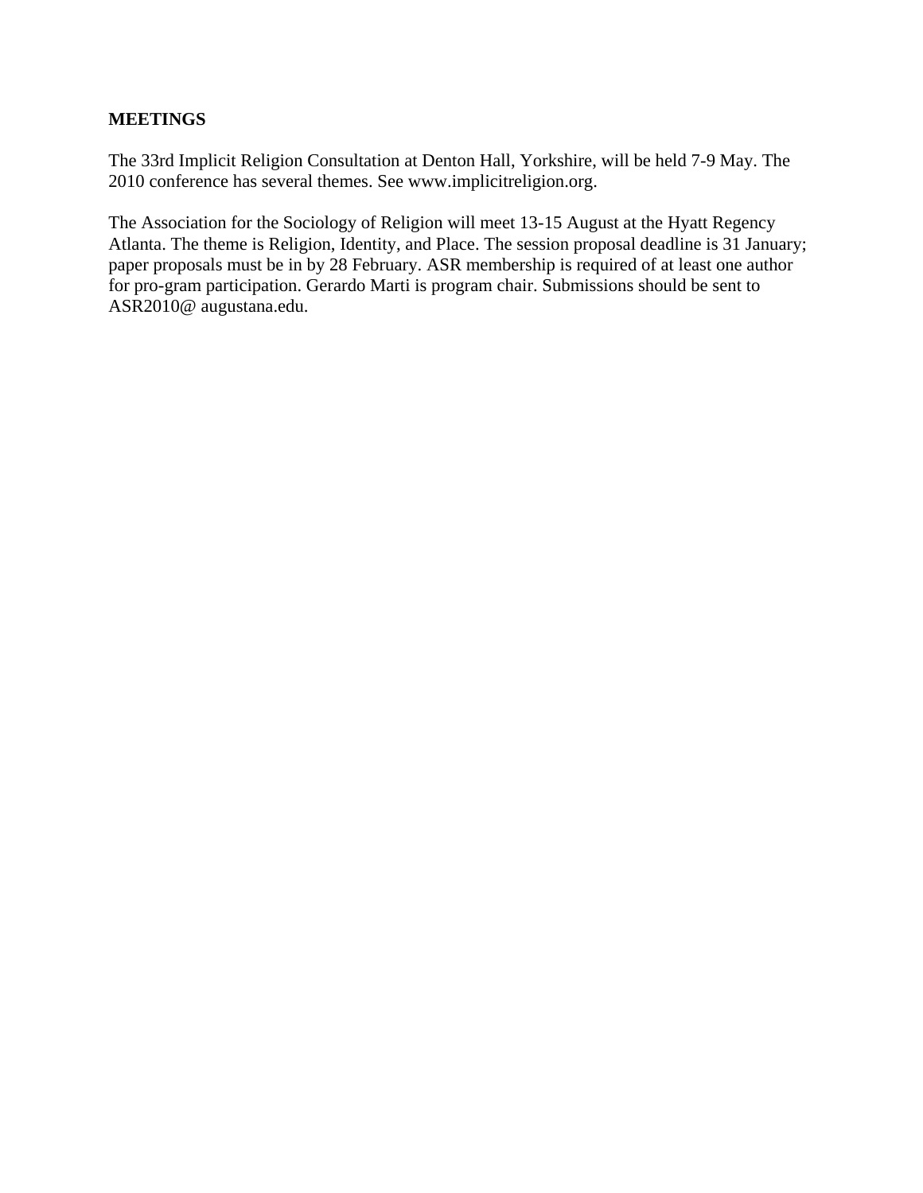**MEETINGS**

The 33rd Implicit Religion Consultation at Denton Hall, Yorkshire, will be held 7-9 May. The 2010 conference has several themes. See www.implicitreligion.org.

The Association for the Sociology of Religion will meet 13-15 August at the Hyatt Regency Atlanta. The theme is Religion, Identity, and Place. The session proposal deadline is 31 January; paper proposals must be in by 28 February. ASR membership is required of at least one author for pro-gram participation. Gerardo Marti is program chair. Submissions should be sent to ASR2010@ augustana.edu.